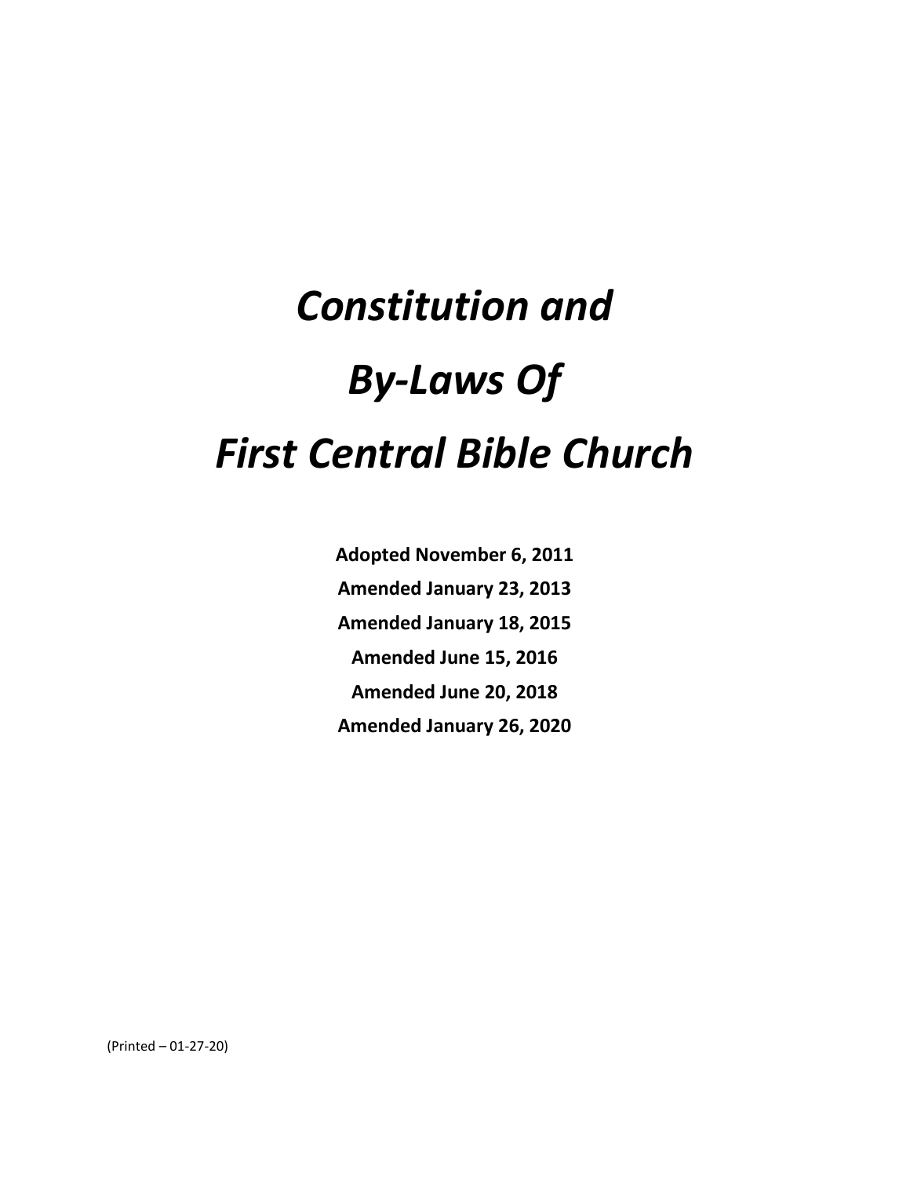# *Constitution and By-Laws Of First Central Bible Church*

**Adopted November 6, 2011**

**Amended January 23, 2013**

**Amended January 18, 2015**

**Amended June 15, 2016**

**Amended June 20, 2018**

**Amended January 26, 2020**

(Printed – 01-27-20)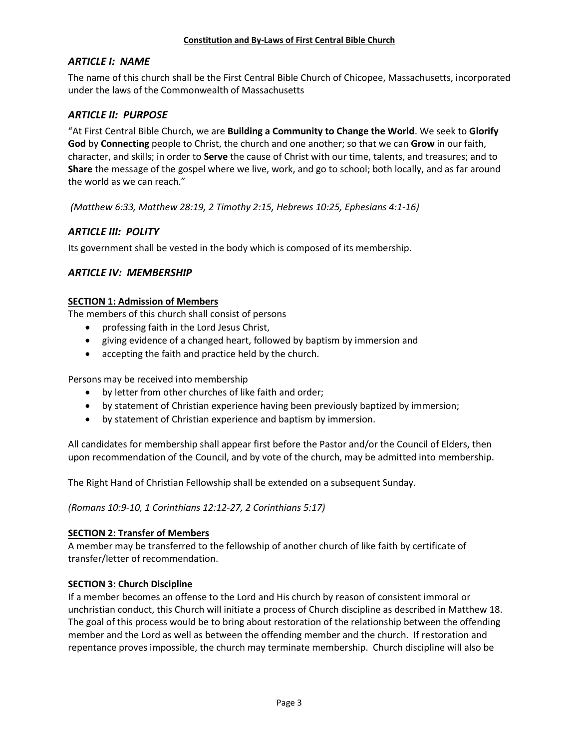### *ARTICLE I: NAME*

The name of this church shall be the First Central Bible Church of Chicopee, Massachusetts, incorporated under the laws of the Commonwealth of Massachusetts

### *ARTICLE II: PURPOSE*

"At First Central Bible Church, we are **Building a Community to Change the World**. We seek to **Glorify God** by **Connecting** people to Christ, the church and one another; so that we can **Grow** in our faith, character, and skills; in order to **Serve** the cause of Christ with our time, talents, and treasures; and to **Share** the message of the gospel where we live, work, and go to school; both locally, and as far around the world as we can reach."

*(Matthew 6:33, Matthew 28:19, 2 Timothy 2:15, Hebrews 10:25, Ephesians 4:1-16)*

### *ARTICLE III: POLITY*

Its government shall be vested in the body which is composed of its membership.

### *ARTICLE IV: MEMBERSHIP*

**SECTION 1: Admission of Members**

The members of this church shall consist of persons

- professing faith in the Lord Jesus Christ,
- giving evidence of a changed heart, followed by baptism by immersion and
- accepting the faith and practice held by the church.

Persons may be received into membership

- by letter from other churches of like faith and order;
- by statement of Christian experience having been previously baptized by immersion;
- by statement of Christian experience and baptism by immersion.

All candidates for membership shall appear first before the Pastor and/or the Council of Elders, then upon recommendation of the Council, and by vote of the church, may be admitted into membership.

The Right Hand of Christian Fellowship shall be extended on a subsequent Sunday.

*(Romans 10:9-10, 1 Corinthians 12:12-27, 2 Corinthians 5:17)*

**SECTION 2: Transfer of Members**

A member may be transferred to the fellowship of another church of like faith by certificate of transfer/letter of recommendation.

**SECTION 3: Church Discipline**

If a member becomes an offense to the Lord and His church by reason of consistent immoral or unchristian conduct, this Church will initiate a process of Church discipline as described in Matthew 18. The goal of this process would be to bring about restoration of the relationship between the offending member and the Lord as well as between the offending member and the church. If restoration and repentance proves impossible, the church may terminate membership. Church discipline will also be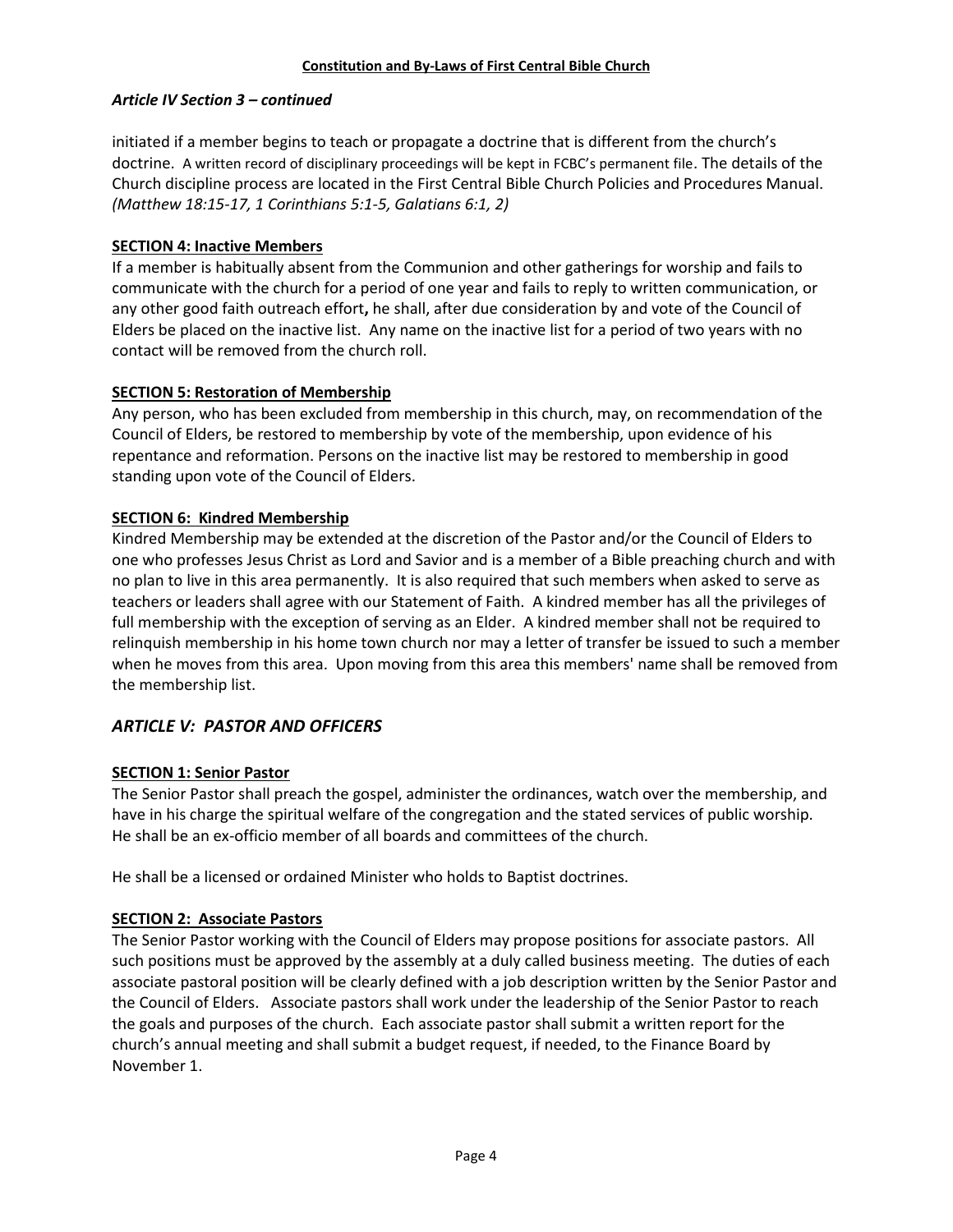### *Article IV Section 3 – continued*

initiated if a member begins to teach or propagate a doctrine that is different from the church's doctrine. A written record of disciplinary proceedings will be kept in FCBC's permanent file. The details of the Church discipline process are located in the First Central Bible Church Policies and Procedures Manual. *(Matthew 18:15-17, 1 Corinthians 5:1-5, Galatians 6:1, 2)*

**SECTION 4: Inactive Members**

If a member is habitually absent from the Communion and other gatherings for worship and fails to communicate with the church for a period of one year and fails to reply to written communication, or any other good faith outreach effort**,** he shall, after due consideration by and vote of the Council of Elders be placed on the inactive list. Any name on the inactive list for a period of two years with no contact will be removed from the church roll.

**SECTION 5: Restoration of Membership**

Any person, who has been excluded from membership in this church, may, on recommendation of the Council of Elders, be restored to membership by vote of the membership, upon evidence of his repentance and reformation. Persons on the inactive list may be restored to membership in good standing upon vote of the Council of Elders.

**SECTION 6: Kindred Membership**

Kindred Membership may be extended at the discretion of the Pastor and/or the Council of Elders to one who professes Jesus Christ as Lord and Savior and is a member of a Bible preaching church and with no plan to live in this area permanently. It is also required that such members when asked to serve as teachers or leaders shall agree with our Statement of Faith. A kindred member has all the privileges of full membership with the exception of serving as an Elder. A kindred member shall not be required to relinquish membership in his home town church nor may a letter of transfer be issued to such a member when he moves from this area. Upon moving from this area this members' name shall be removed from the membership list.

## *ARTICLE V: PASTOR AND OFFICERS*

**SECTION 1: Senior Pastor**

The Senior Pastor shall preach the gospel, administer the ordinances, watch over the membership, and have in his charge the spiritual welfare of the congregation and the stated services of public worship. He shall be an ex-officio member of all boards and committees of the church.

He shall be a licensed or ordained Minister who holds to Baptist doctrines.

**SECTION 2: Associate Pastors**

The Senior Pastor working with the Council of Elders may propose positions for associate pastors. All such positions must be approved by the assembly at a duly called business meeting. The duties of each associate pastoral position will be clearly defined with a job description written by the Senior Pastor and the Council of Elders. Associate pastors shall work under the leadership of the Senior Pastor to reach the goals and purposes of the church. Each associate pastor shall submit a written report for the church's annual meeting and shall submit a budget request, if needed, to the Finance Board by November 1.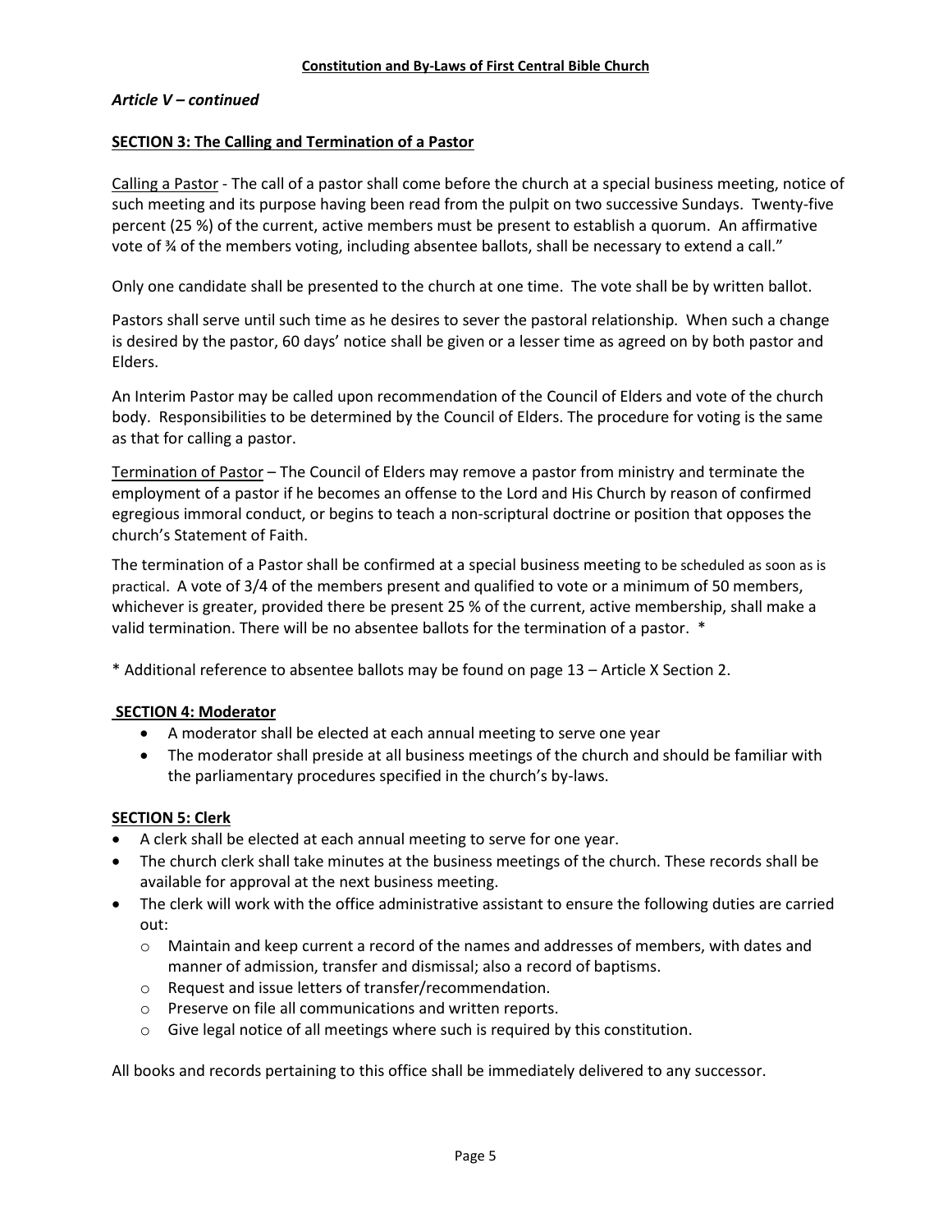*Article V – continued*

**SECTION 3: The Calling and Termination of a Pastor**

Calling a Pastor - The call of a pastor shall come before the church at a special business meeting, notice of such meeting and its purpose having been read from the pulpit on two successive Sundays. Twenty-five percent (25 %) of the current, active members must be present to establish a quorum. An affirmative vote of ¾ of the members voting, including absentee ballots, shall be necessary to extend a call."

Only one candidate shall be presented to the church at one time. The vote shall be by written ballot.

Pastors shall serve until such time as he desires to sever the pastoral relationship. When such a change is desired by the pastor, 60 days' notice shall be given or a lesser time as agreed on by both pastor and Elders.

An Interim Pastor may be called upon recommendation of the Council of Elders and vote of the church body. Responsibilities to be determined by the Council of Elders. The procedure for voting is the same as that for calling a pastor.

Termination of Pastor – The Council of Elders may remove a pastor from ministry and terminate the employment of a pastor if he becomes an offense to the Lord and His Church by reason of confirmed egregious immoral conduct, or begins to teach a non-scriptural doctrine or position that opposes the church's Statement of Faith.

The termination of a Pastor shall be confirmed at a special business meeting to be scheduled as soon as is practical. A vote of 3/4 of the members present and qualified to vote or a minimum of 50 members, whichever is greater, provided there be present 25 % of the current, active membership, shall make a valid termination. There will be no absentee ballots for the termination of a pastor. *

* Additional reference to absentee ballots may be found on page 13 – Article X Section 2.

**SECTION 4: Moderator**

- A moderator shall be elected at each annual meeting to serve one year
- The moderator shall preside at all business meetings of the church and should be familiar with the parliamentary procedures specified in the church's by-laws.

**SECTION 5: Clerk**

- A clerk shall be elected at each annual meeting to serve for one year.
- The church clerk shall take minutes at the business meetings of the church. These records shall be available for approval at the next business meeting.
- The clerk will work with the office administrative assistant to ensure the following duties are carried out:
  - Maintain and keep current a record of the names and addresses of members, with dates and manner of admission, transfer and dismissal; also a record of baptisms.
  - Request and issue letters of transfer/recommendation.
  - Preserve on file all communications and written reports.
  - Give legal notice of all meetings where such is required by this constitution.

All books and records pertaining to this office shall be immediately delivered to any successor.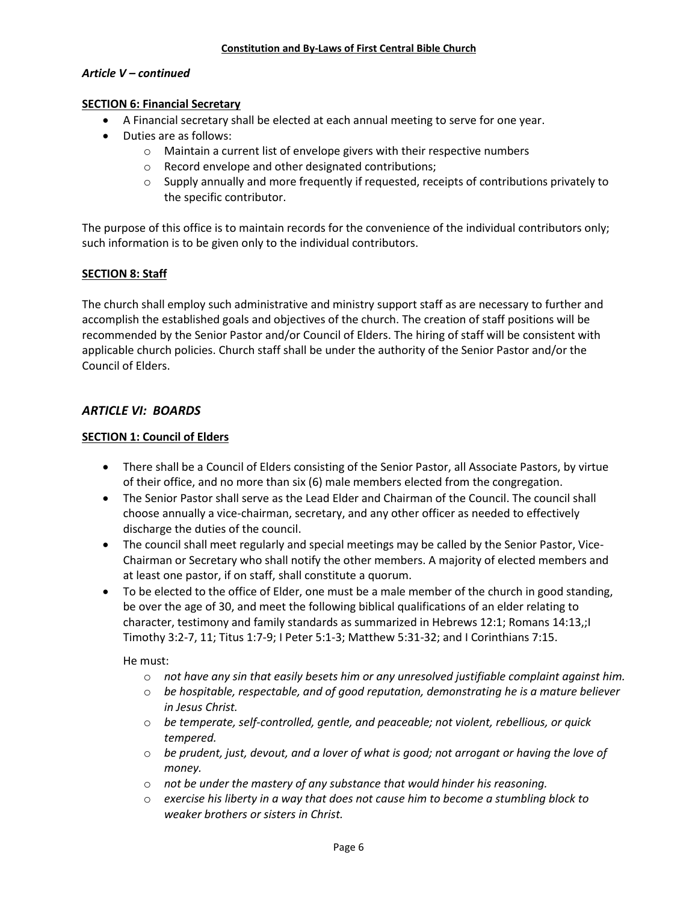*Article V – continued*

**SECTION 6: Financial Secretary**

- A Financial secretary shall be elected at each annual meeting to serve for one year.
- Duties are as follows:
  - Maintain a current list of envelope givers with their respective numbers
  - Record envelope and other designated contributions;
  - Supply annually and more frequently if requested, receipts of contributions privately to the specific contributor.

The purpose of this office is to maintain records for the convenience of the individual contributors only; such information is to be given only to the individual contributors.

**SECTION 8: Staff**

The church shall employ such administrative and ministry support staff as are necessary to further and accomplish the established goals and objectives of the church. The creation of staff positions will be recommended by the Senior Pastor and/or Council of Elders. The hiring of staff will be consistent with applicable church policies. Church staff shall be under the authority of the Senior Pastor and/or the Council of Elders.

## *ARTICLE VI: BOARDS*

**SECTION 1: Council of Elders**

- There shall be a Council of Elders consisting of the Senior Pastor, all Associate Pastors, by virtue of their office, and no more than six (6) male members elected from the congregation.
- The Senior Pastor shall serve as the Lead Elder and Chairman of the Council. The council shall choose annually a vice-chairman, secretary, and any other officer as needed to effectively discharge the duties of the council.
- The council shall meet regularly and special meetings may be called by the Senior Pastor, Vice-Chairman or Secretary who shall notify the other members. A majority of elected members and at least one pastor, if on staff, shall constitute a quorum.
- To be elected to the office of Elder, one must be a male member of the church in good standing, be over the age of 30, and meet the following biblical qualifications of an elder relating to character, testimony and family standards as summarized in Hebrews 12:1; Romans 14:13,;I Timothy 3:2-7, 11; Titus 1:7-9; I Peter 5:1-3; Matthew 5:31-32; and I Corinthians 7:15.

  He must:

  - *not have any sin that easily besets him or any unresolved justifiable complaint against him.*
  - *be hospitable, respectable, and of good reputation, demonstrating he is a mature believer in Jesus Christ.*
  - *be temperate, self-controlled, gentle, and peaceable; not violent, rebellious, or quick tempered.*
  - *be prudent, just, devout, and a lover of what is good; not arrogant or having the love of money.*
  - *not be under the mastery of any substance that would hinder his reasoning.*
  - *exercise his liberty in a way that does not cause him to become a stumbling block to weaker brothers or sisters in Christ.*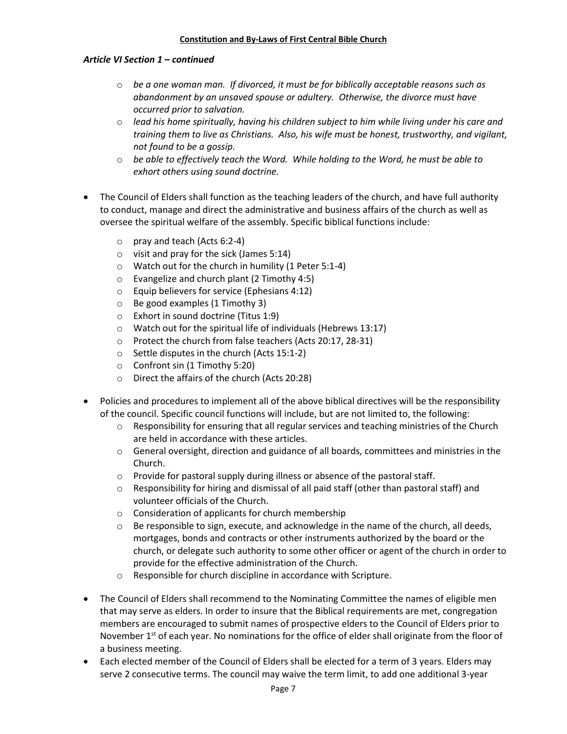***Article VI Section 1 – continued***

  - *be a one woman man. If divorced, it must be for biblically acceptable reasons such as abandonment by an unsaved spouse or adultery. Otherwise, the divorce must have occurred prior to salvation.*
  - *lead his home spiritually, having his children subject to him while living under his care and training them to live as Christians. Also, his wife must be honest, trustworthy, and vigilant, not found to be a gossip.*
  - *be able to effectively teach the Word. While holding to the Word, he must be able to exhort others using sound doctrine.*

- The Council of Elders shall function as the teaching leaders of the church, and have full authority to conduct, manage and direct the administrative and business affairs of the church as well as oversee the spiritual welfare of the assembly. Specific biblical functions include:
  - pray and teach (Acts 6:2-4)
  - visit and pray for the sick (James 5:14)
  - Watch out for the church in humility (1 Peter 5:1-4)
  - Evangelize and church plant (2 Timothy 4:5)
  - Equip believers for service (Ephesians 4:12)
  - Be good examples (1 Timothy 3)
  - Exhort in sound doctrine (Titus 1:9)
  - Watch out for the spiritual life of individuals (Hebrews 13:17)
  - Protect the church from false teachers (Acts 20:17, 28-31)
  - Settle disputes in the church (Acts 15:1-2)
  - Confront sin (1 Timothy 5:20)
  - Direct the affairs of the church (Acts 20:28)

- Policies and procedures to implement all of the above biblical directives will be the responsibility of the council. Specific council functions will include, but are not limited to, the following:
  - Responsibility for ensuring that all regular services and teaching ministries of the Church are held in accordance with these articles.
  - General oversight, direction and guidance of all boards, committees and ministries in the Church.
  - Provide for pastoral supply during illness or absence of the pastoral staff.
  - Responsibility for hiring and dismissal of all paid staff (other than pastoral staff) and volunteer officials of the Church.
  - Consideration of applicants for church membership
  - Be responsible to sign, execute, and acknowledge in the name of the church, all deeds, mortgages, bonds and contracts or other instruments authorized by the board or the church, or delegate such authority to some other officer or agent of the church in order to provide for the effective administration of the Church.
  - Responsible for church discipline in accordance with Scripture.

- The Council of Elders shall recommend to the Nominating Committee the names of eligible men that may serve as elders. In order to insure that the Biblical requirements are met, congregation members are encouraged to submit names of prospective elders to the Council of Elders prior to November 1st of each year. No nominations for the office of elder shall originate from the floor of a business meeting.
- Each elected member of the Council of Elders shall be elected for a term of 3 years. Elders may serve 2 consecutive terms. The council may waive the term limit, to add one additional 3-year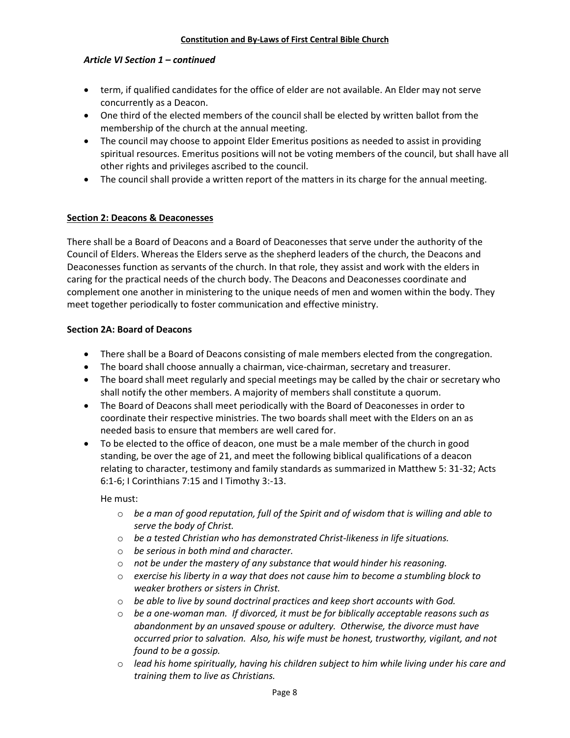### *Article VI Section 1 – continued*

- term, if qualified candidates for the office of elder are not available. An Elder may not serve concurrently as a Deacon.
- One third of the elected members of the council shall be elected by written ballot from the membership of the church at the annual meeting.
- The council may choose to appoint Elder Emeritus positions as needed to assist in providing spiritual resources. Emeritus positions will not be voting members of the council, but shall have all other rights and privileges ascribed to the council.
- The council shall provide a written report of the matters in its charge for the annual meeting.

## Section 2: Deacons & Deaconesses

There shall be a Board of Deacons and a Board of Deaconesses that serve under the authority of the Council of Elders. Whereas the Elders serve as the shepherd leaders of the church, the Deacons and Deaconesses function as servants of the church. In that role, they assist and work with the elders in caring for the practical needs of the church body. The Deacons and Deaconesses coordinate and complement one another in ministering to the unique needs of men and women within the body. They meet together periodically to foster communication and effective ministry.

### Section 2A: Board of Deacons

- There shall be a Board of Deacons consisting of male members elected from the congregation.
- The board shall choose annually a chairman, vice-chairman, secretary and treasurer.
- The board shall meet regularly and special meetings may be called by the chair or secretary who shall notify the other members. A majority of members shall constitute a quorum.
- The Board of Deacons shall meet periodically with the Board of Deaconesses in order to coordinate their respective ministries. The two boards shall meet with the Elders on an as needed basis to ensure that members are well cared for.
- To be elected to the office of deacon, one must be a male member of the church in good standing, be over the age of 21, and meet the following biblical qualifications of a deacon relating to character, testimony and family standards as summarized in Matthew 5: 31-32; Acts 6:1-6; I Corinthians 7:15 and I Timothy 3:-13.

  He must:

  - *be a man of good reputation, full of the Spirit and of wisdom that is willing and able to serve the body of Christ.*
  - *be a tested Christian who has demonstrated Christ-likeness in life situations.*
  - *be serious in both mind and character.*
  - *not be under the mastery of any substance that would hinder his reasoning.*
  - *exercise his liberty in a way that does not cause him to become a stumbling block to weaker brothers or sisters in Christ.*
  - *be able to live by sound doctrinal practices and keep short accounts with God.*
  - *be a one-woman man. If divorced, it must be for biblically acceptable reasons such as abandonment by an unsaved spouse or adultery. Otherwise, the divorce must have occurred prior to salvation. Also, his wife must be honest, trustworthy, vigilant, and not found to be a gossip.*
  - *lead his home spiritually, having his children subject to him while living under his care and training them to live as Christians.*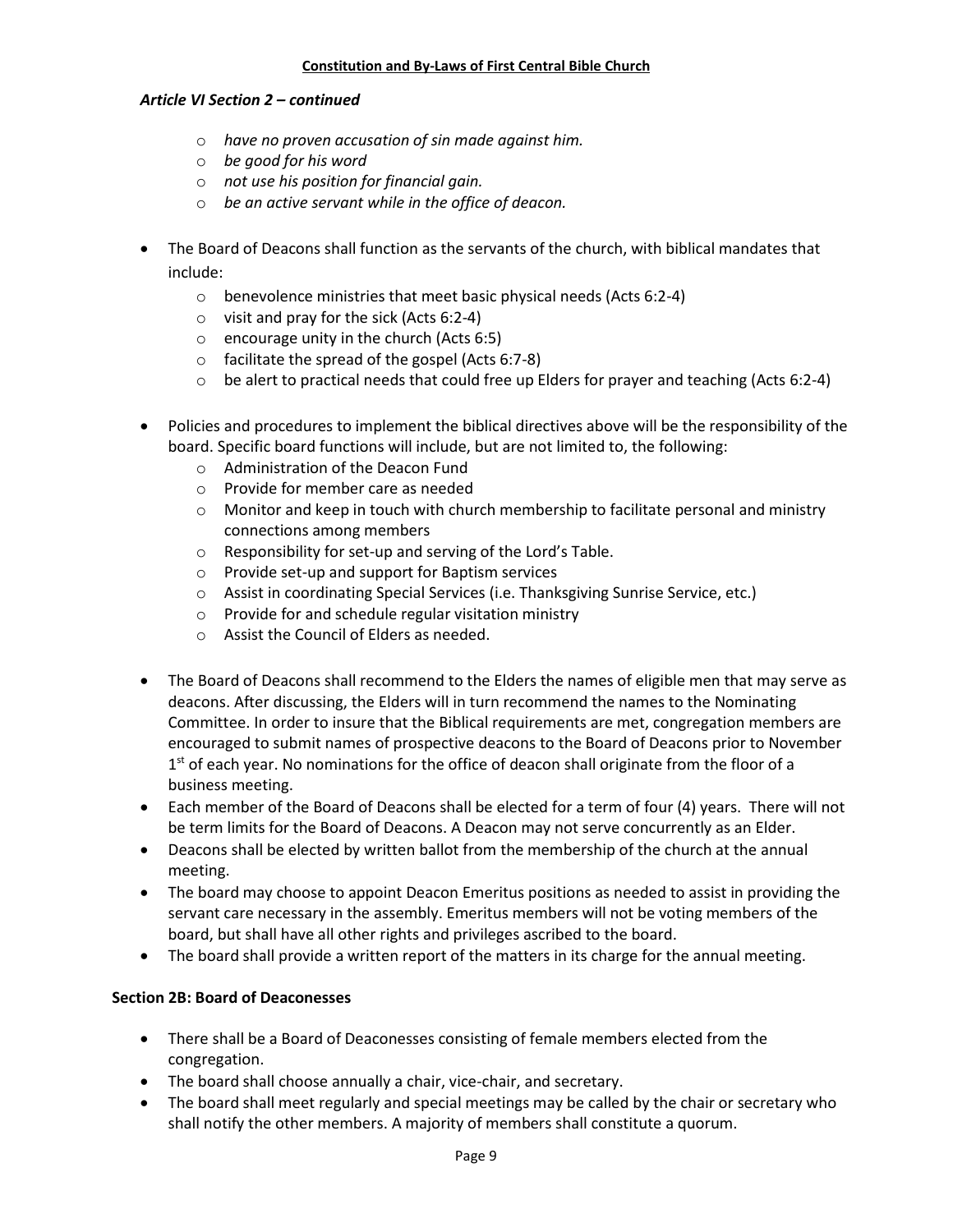### *Article VI Section 2 – continued*

- *have no proven accusation of sin made against him.*
- *be good for his word*
- *not use his position for financial gain.*
- *be an active servant while in the office of deacon.*

- The Board of Deacons shall function as the servants of the church, with biblical mandates that include:
  - benevolence ministries that meet basic physical needs (Acts 6:2-4)
  - visit and pray for the sick (Acts 6:2-4)
  - encourage unity in the church (Acts 6:5)
  - facilitate the spread of the gospel (Acts 6:7-8)
  - be alert to practical needs that could free up Elders for prayer and teaching (Acts 6:2-4)

- Policies and procedures to implement the biblical directives above will be the responsibility of the board. Specific board functions will include, but are not limited to, the following:
  - Administration of the Deacon Fund
  - Provide for member care as needed
  - Monitor and keep in touch with church membership to facilitate personal and ministry connections among members
  - Responsibility for set-up and serving of the Lord's Table.
  - Provide set-up and support for Baptism services
  - Assist in coordinating Special Services (i.e. Thanksgiving Sunrise Service, etc.)
  - Provide for and schedule regular visitation ministry
  - Assist the Council of Elders as needed.

- The Board of Deacons shall recommend to the Elders the names of eligible men that may serve as deacons. After discussing, the Elders will in turn recommend the names to the Nominating Committee. In order to insure that the Biblical requirements are met, congregation members are encouraged to submit names of prospective deacons to the Board of Deacons prior to November 1st of each year. No nominations for the office of deacon shall originate from the floor of a business meeting.
- Each member of the Board of Deacons shall be elected for a term of four (4) years. There will not be term limits for the Board of Deacons. A Deacon may not serve concurrently as an Elder.
- Deacons shall be elected by written ballot from the membership of the church at the annual meeting.
- The board may choose to appoint Deacon Emeritus positions as needed to assist in providing the servant care necessary in the assembly. Emeritus members will not be voting members of the board, but shall have all other rights and privileges ascribed to the board.
- The board shall provide a written report of the matters in its charge for the annual meeting.

### Section 2B: Board of Deaconesses

- There shall be a Board of Deaconesses consisting of female members elected from the congregation.
- The board shall choose annually a chair, vice-chair, and secretary.
- The board shall meet regularly and special meetings may be called by the chair or secretary who shall notify the other members. A majority of members shall constitute a quorum.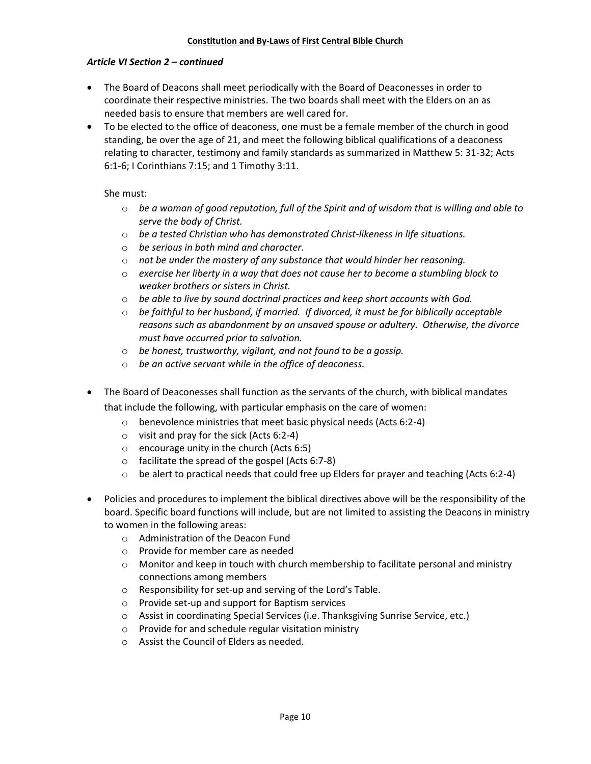### *Article VI Section 2 – continued*

- The Board of Deacons shall meet periodically with the Board of Deaconesses in order to coordinate their respective ministries. The two boards shall meet with the Elders on an as needed basis to ensure that members are well cared for.
- To be elected to the office of deaconess, one must be a female member of the church in good standing, be over the age of 21, and meet the following biblical qualifications of a deaconess relating to character, testimony and family standards as summarized in Matthew 5: 31-32; Acts 6:1-6; I Corinthians 7:15; and 1 Timothy 3:11.

  She must:

  - *be a woman of good reputation, full of the Spirit and of wisdom that is willing and able to serve the body of Christ.*
  - *be a tested Christian who has demonstrated Christ-likeness in life situations.*
  - *be serious in both mind and character.*
  - *not be under the mastery of any substance that would hinder her reasoning.*
  - *exercise her liberty in a way that does not cause her to become a stumbling block to weaker brothers or sisters in Christ.*
  - *be able to live by sound doctrinal practices and keep short accounts with God.*
  - *be faithful to her husband, if married. If divorced, it must be for biblically acceptable reasons such as abandonment by an unsaved spouse or adultery. Otherwise, the divorce must have occurred prior to salvation.*
  - *be honest, trustworthy, vigilant, and not found to be a gossip.*
  - *be an active servant while in the office of deaconess.*

- The Board of Deaconesses shall function as the servants of the church, with biblical mandates that include the following, with particular emphasis on the care of women:
  - benevolence ministries that meet basic physical needs (Acts 6:2-4)
  - visit and pray for the sick (Acts 6:2-4)
  - encourage unity in the church (Acts 6:5)
  - facilitate the spread of the gospel (Acts 6:7-8)
  - be alert to practical needs that could free up Elders for prayer and teaching (Acts 6:2-4)

- Policies and procedures to implement the biblical directives above will be the responsibility of the board. Specific board functions will include, but are not limited to assisting the Deacons in ministry to women in the following areas:
  - Administration of the Deacon Fund
  - Provide for member care as needed
  - Monitor and keep in touch with church membership to facilitate personal and ministry connections among members
  - Responsibility for set-up and serving of the Lord's Table.
  - Provide set-up and support for Baptism services
  - Assist in coordinating Special Services (i.e. Thanksgiving Sunrise Service, etc.)
  - Provide for and schedule regular visitation ministry
  - Assist the Council of Elders as needed.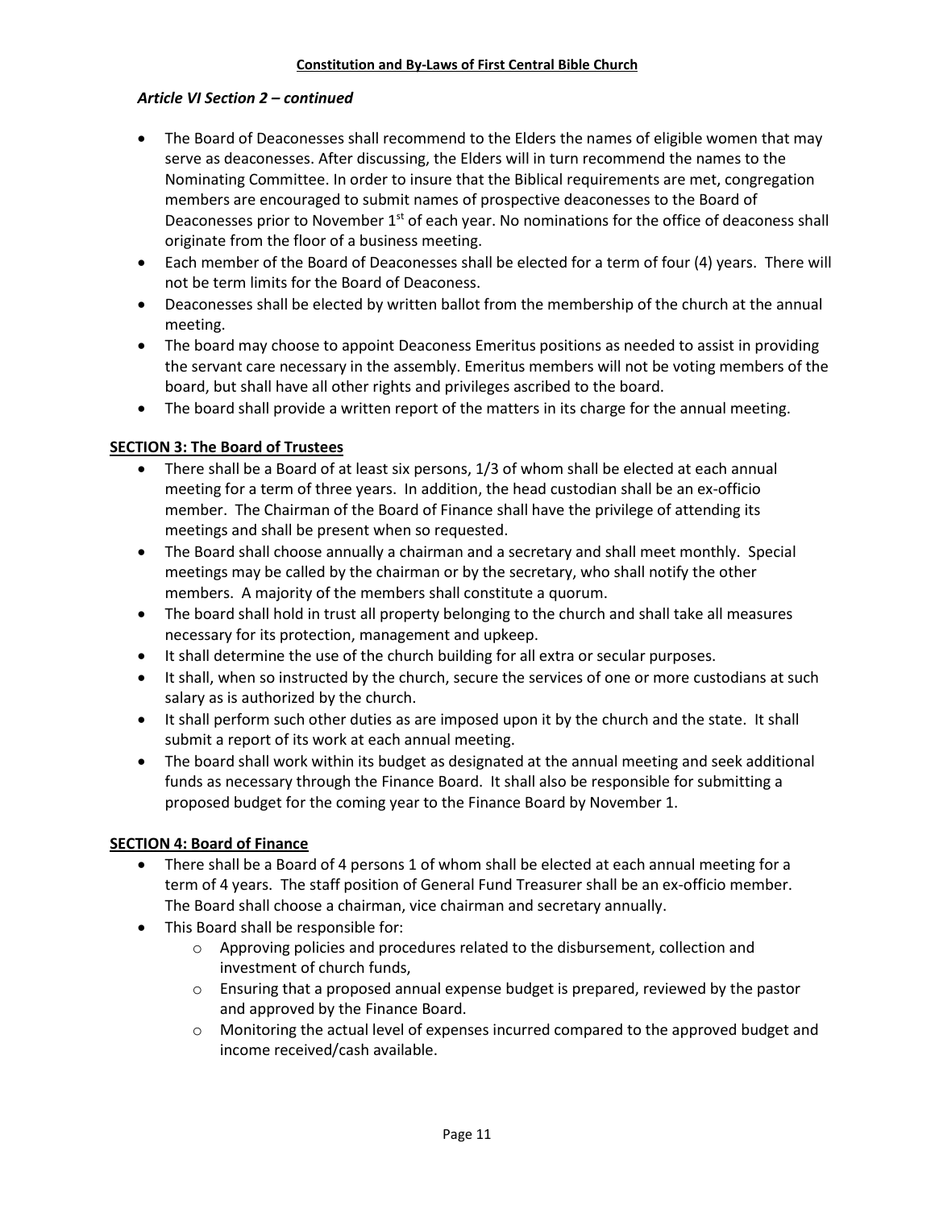*Article VI Section 2 – continued*

- The Board of Deaconesses shall recommend to the Elders the names of eligible women that may serve as deaconesses. After discussing, the Elders will in turn recommend the names to the Nominating Committee. In order to insure that the Biblical requirements are met, congregation members are encouraged to submit names of prospective deaconesses to the Board of Deaconesses prior to November 1st of each year. No nominations for the office of deaconess shall originate from the floor of a business meeting.
- Each member of the Board of Deaconesses shall be elected for a term of four (4) years. There will not be term limits for the Board of Deaconess.
- Deaconesses shall be elected by written ballot from the membership of the church at the annual meeting.
- The board may choose to appoint Deaconess Emeritus positions as needed to assist in providing the servant care necessary in the assembly. Emeritus members will not be voting members of the board, but shall have all other rights and privileges ascribed to the board.
- The board shall provide a written report of the matters in its charge for the annual meeting.

**SECTION 3: The Board of Trustees**

- There shall be a Board of at least six persons, 1/3 of whom shall be elected at each annual meeting for a term of three years. In addition, the head custodian shall be an ex-officio member. The Chairman of the Board of Finance shall have the privilege of attending its meetings and shall be present when so requested.
- The Board shall choose annually a chairman and a secretary and shall meet monthly. Special meetings may be called by the chairman or by the secretary, who shall notify the other members. A majority of the members shall constitute a quorum.
- The board shall hold in trust all property belonging to the church and shall take all measures necessary for its protection, management and upkeep.
- It shall determine the use of the church building for all extra or secular purposes.
- It shall, when so instructed by the church, secure the services of one or more custodians at such salary as is authorized by the church.
- It shall perform such other duties as are imposed upon it by the church and the state. It shall submit a report of its work at each annual meeting.
- The board shall work within its budget as designated at the annual meeting and seek additional funds as necessary through the Finance Board. It shall also be responsible for submitting a proposed budget for the coming year to the Finance Board by November 1.

**SECTION 4: Board of Finance**

- There shall be a Board of 4 persons 1 of whom shall be elected at each annual meeting for a term of 4 years. The staff position of General Fund Treasurer shall be an ex-officio member. The Board shall choose a chairman, vice chairman and secretary annually.
- This Board shall be responsible for:
  - Approving policies and procedures related to the disbursement, collection and investment of church funds,
  - Ensuring that a proposed annual expense budget is prepared, reviewed by the pastor and approved by the Finance Board.
  - Monitoring the actual level of expenses incurred compared to the approved budget and income received/cash available.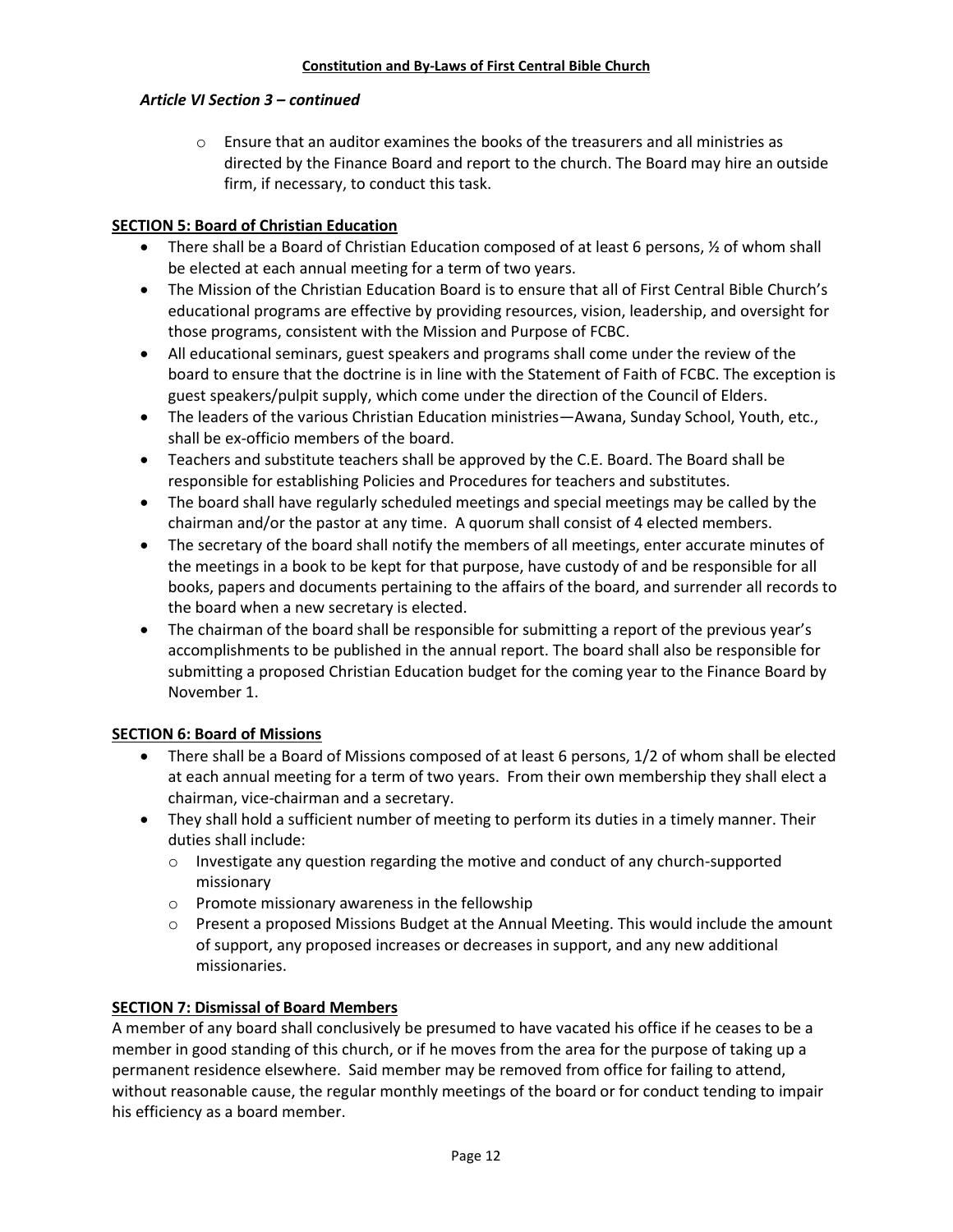*Article VI Section 3 – continued*

- Ensure that an auditor examines the books of the treasurers and all ministries as directed by the Finance Board and report to the church. The Board may hire an outside firm, if necessary, to conduct this task.

## SECTION 5: Board of Christian Education

- There shall be a Board of Christian Education composed of at least 6 persons, ½ of whom shall be elected at each annual meeting for a term of two years.
- The Mission of the Christian Education Board is to ensure that all of First Central Bible Church's educational programs are effective by providing resources, vision, leadership, and oversight for those programs, consistent with the Mission and Purpose of FCBC.
- All educational seminars, guest speakers and programs shall come under the review of the board to ensure that the doctrine is in line with the Statement of Faith of FCBC. The exception is guest speakers/pulpit supply, which come under the direction of the Council of Elders.
- The leaders of the various Christian Education ministries—Awana, Sunday School, Youth, etc., shall be ex-officio members of the board.
- Teachers and substitute teachers shall be approved by the C.E. Board. The Board shall be responsible for establishing Policies and Procedures for teachers and substitutes.
- The board shall have regularly scheduled meetings and special meetings may be called by the chairman and/or the pastor at any time. A quorum shall consist of 4 elected members.
- The secretary of the board shall notify the members of all meetings, enter accurate minutes of the meetings in a book to be kept for that purpose, have custody of and be responsible for all books, papers and documents pertaining to the affairs of the board, and surrender all records to the board when a new secretary is elected.
- The chairman of the board shall be responsible for submitting a report of the previous year's accomplishments to be published in the annual report. The board shall also be responsible for submitting a proposed Christian Education budget for the coming year to the Finance Board by November 1.

## SECTION 6: Board of Missions

- There shall be a Board of Missions composed of at least 6 persons, 1/2 of whom shall be elected at each annual meeting for a term of two years. From their own membership they shall elect a chairman, vice-chairman and a secretary.
- They shall hold a sufficient number of meeting to perform its duties in a timely manner. Their duties shall include:
  - Investigate any question regarding the motive and conduct of any church-supported missionary
  - Promote missionary awareness in the fellowship
  - Present a proposed Missions Budget at the Annual Meeting. This would include the amount of support, any proposed increases or decreases in support, and any new additional missionaries.

## SECTION 7: Dismissal of Board Members

A member of any board shall conclusively be presumed to have vacated his office if he ceases to be a member in good standing of this church, or if he moves from the area for the purpose of taking up a permanent residence elsewhere. Said member may be removed from office for failing to attend, without reasonable cause, the regular monthly meetings of the board or for conduct tending to impair his efficiency as a board member.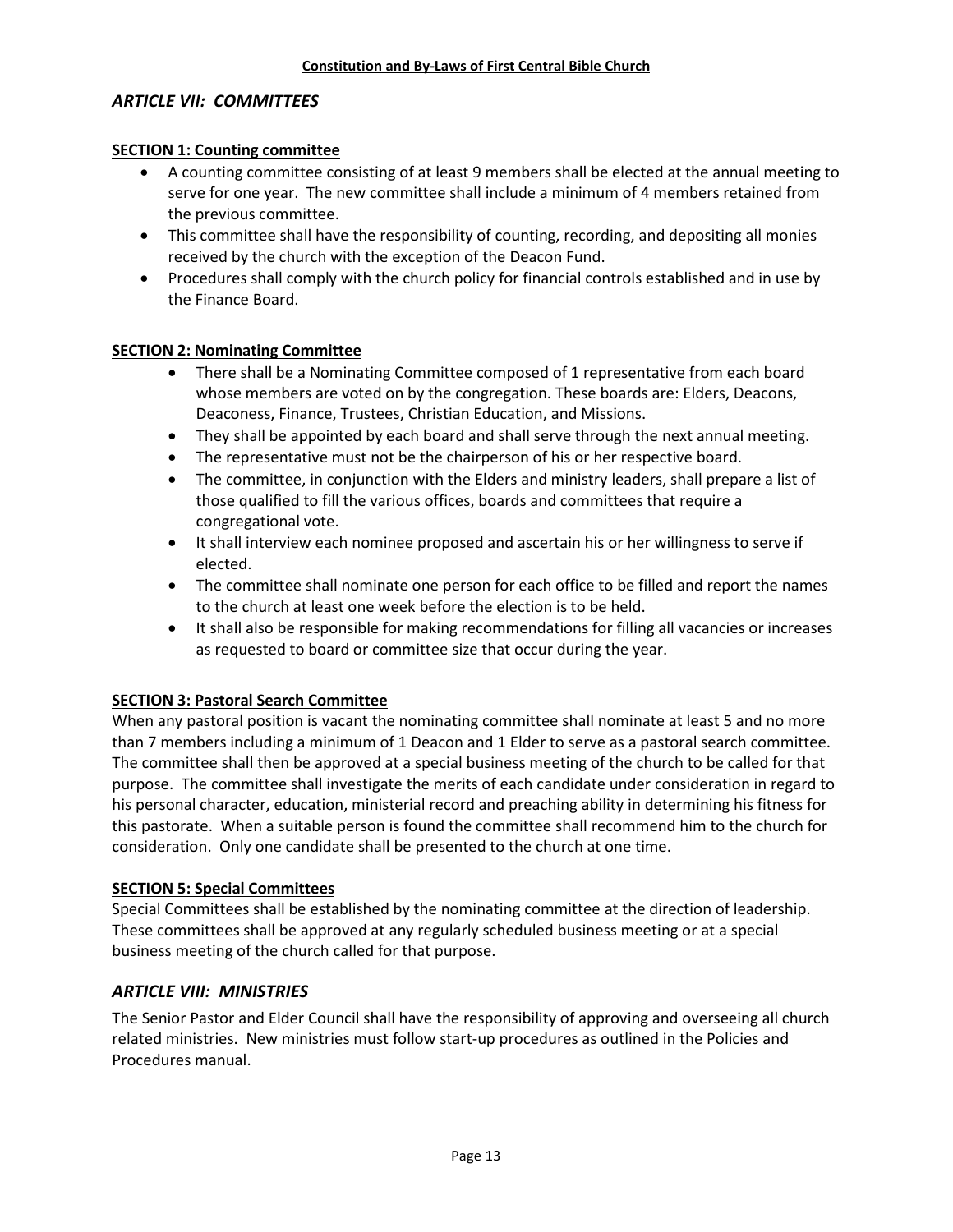## *ARTICLE VII: COMMITTEES*

**SECTION 1: Counting committee**

- A counting committee consisting of at least 9 members shall be elected at the annual meeting to serve for one year. The new committee shall include a minimum of 4 members retained from the previous committee.
- This committee shall have the responsibility of counting, recording, and depositing all monies received by the church with the exception of the Deacon Fund.
- Procedures shall comply with the church policy for financial controls established and in use by the Finance Board.

**SECTION 2: Nominating Committee**

- There shall be a Nominating Committee composed of 1 representative from each board whose members are voted on by the congregation. These boards are: Elders, Deacons, Deaconess, Finance, Trustees, Christian Education, and Missions.
- They shall be appointed by each board and shall serve through the next annual meeting.
- The representative must not be the chairperson of his or her respective board.
- The committee, in conjunction with the Elders and ministry leaders, shall prepare a list of those qualified to fill the various offices, boards and committees that require a congregational vote.
- It shall interview each nominee proposed and ascertain his or her willingness to serve if elected.
- The committee shall nominate one person for each office to be filled and report the names to the church at least one week before the election is to be held.
- It shall also be responsible for making recommendations for filling all vacancies or increases as requested to board or committee size that occur during the year.

**SECTION 3: Pastoral Search Committee**

When any pastoral position is vacant the nominating committee shall nominate at least 5 and no more than 7 members including a minimum of 1 Deacon and 1 Elder to serve as a pastoral search committee. The committee shall then be approved at a special business meeting of the church to be called for that purpose. The committee shall investigate the merits of each candidate under consideration in regard to his personal character, education, ministerial record and preaching ability in determining his fitness for this pastorate. When a suitable person is found the committee shall recommend him to the church for consideration. Only one candidate shall be presented to the church at one time.

**SECTION 5: Special Committees**

Special Committees shall be established by the nominating committee at the direction of leadership. These committees shall be approved at any regularly scheduled business meeting or at a special business meeting of the church called for that purpose.

## *ARTICLE VIII: MINISTRIES*

The Senior Pastor and Elder Council shall have the responsibility of approving and overseeing all church related ministries. New ministries must follow start-up procedures as outlined in the Policies and Procedures manual.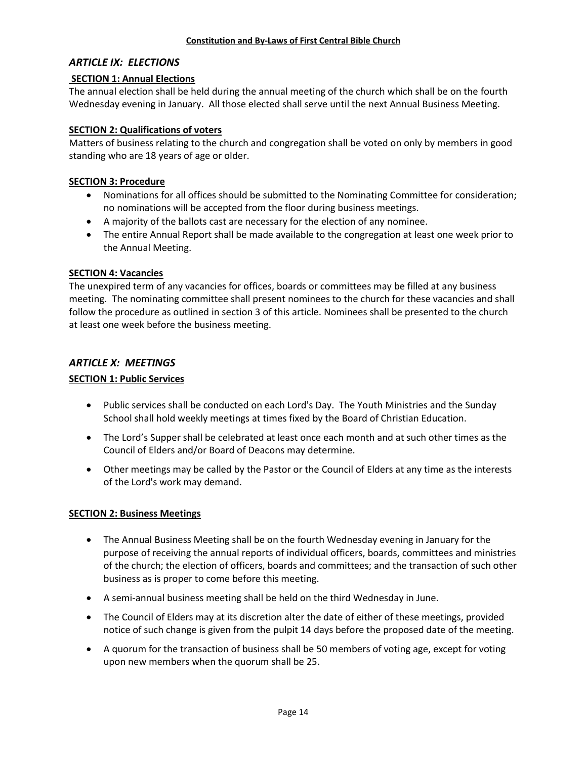## *ARTICLE IX: ELECTIONS*

**SECTION 1: Annual Elections**

The annual election shall be held during the annual meeting of the church which shall be on the fourth Wednesday evening in January. All those elected shall serve until the next Annual Business Meeting.

**SECTION 2: Qualifications of voters**

Matters of business relating to the church and congregation shall be voted on only by members in good standing who are 18 years of age or older.

**SECTION 3: Procedure**

- Nominations for all offices should be submitted to the Nominating Committee for consideration; no nominations will be accepted from the floor during business meetings.
- A majority of the ballots cast are necessary for the election of any nominee.
- The entire Annual Report shall be made available to the congregation at least one week prior to the Annual Meeting.

**SECTION 4: Vacancies**

The unexpired term of any vacancies for offices, boards or committees may be filled at any business meeting. The nominating committee shall present nominees to the church for these vacancies and shall follow the procedure as outlined in section 3 of this article. Nominees shall be presented to the church at least one week before the business meeting.

## *ARTICLE X: MEETINGS*

**SECTION 1: Public Services**

- Public services shall be conducted on each Lord's Day. The Youth Ministries and the Sunday School shall hold weekly meetings at times fixed by the Board of Christian Education.
- The Lord's Supper shall be celebrated at least once each month and at such other times as the Council of Elders and/or Board of Deacons may determine.
- Other meetings may be called by the Pastor or the Council of Elders at any time as the interests of the Lord's work may demand.

**SECTION 2: Business Meetings**

- The Annual Business Meeting shall be on the fourth Wednesday evening in January for the purpose of receiving the annual reports of individual officers, boards, committees and ministries of the church; the election of officers, boards and committees; and the transaction of such other business as is proper to come before this meeting.
- A semi-annual business meeting shall be held on the third Wednesday in June.
- The Council of Elders may at its discretion alter the date of either of these meetings, provided notice of such change is given from the pulpit 14 days before the proposed date of the meeting.
- A quorum for the transaction of business shall be 50 members of voting age, except for voting upon new members when the quorum shall be 25.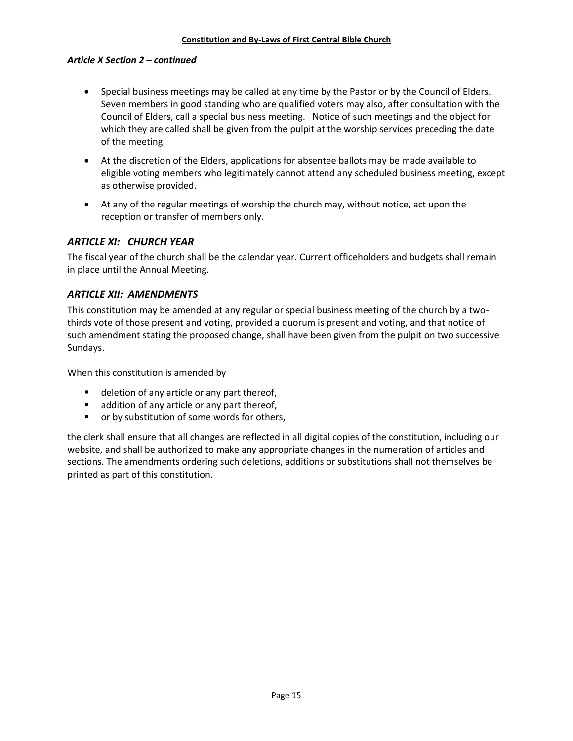*Article X Section 2 – continued*

- Special business meetings may be called at any time by the Pastor or by the Council of Elders. Seven members in good standing who are qualified voters may also, after consultation with the Council of Elders, call a special business meeting. Notice of such meetings and the object for which they are called shall be given from the pulpit at the worship services preceding the date of the meeting.
- At the discretion of the Elders, applications for absentee ballots may be made available to eligible voting members who legitimately cannot attend any scheduled business meeting, except as otherwise provided.
- At any of the regular meetings of worship the church may, without notice, act upon the reception or transfer of members only.

## *ARTICLE XI: CHURCH YEAR*

The fiscal year of the church shall be the calendar year. Current officeholders and budgets shall remain in place until the Annual Meeting.

## *ARTICLE XII: AMENDMENTS*

This constitution may be amended at any regular or special business meeting of the church by a two-thirds vote of those present and voting, provided a quorum is present and voting, and that notice of such amendment stating the proposed change, shall have been given from the pulpit on two successive Sundays.

When this constitution is amended by

- deletion of any article or any part thereof,
- addition of any article or any part thereof,
- or by substitution of some words for others,

the clerk shall ensure that all changes are reflected in all digital copies of the constitution, including our website, and shall be authorized to make any appropriate changes in the numeration of articles and sections. The amendments ordering such deletions, additions or substitutions shall not themselves be printed as part of this constitution.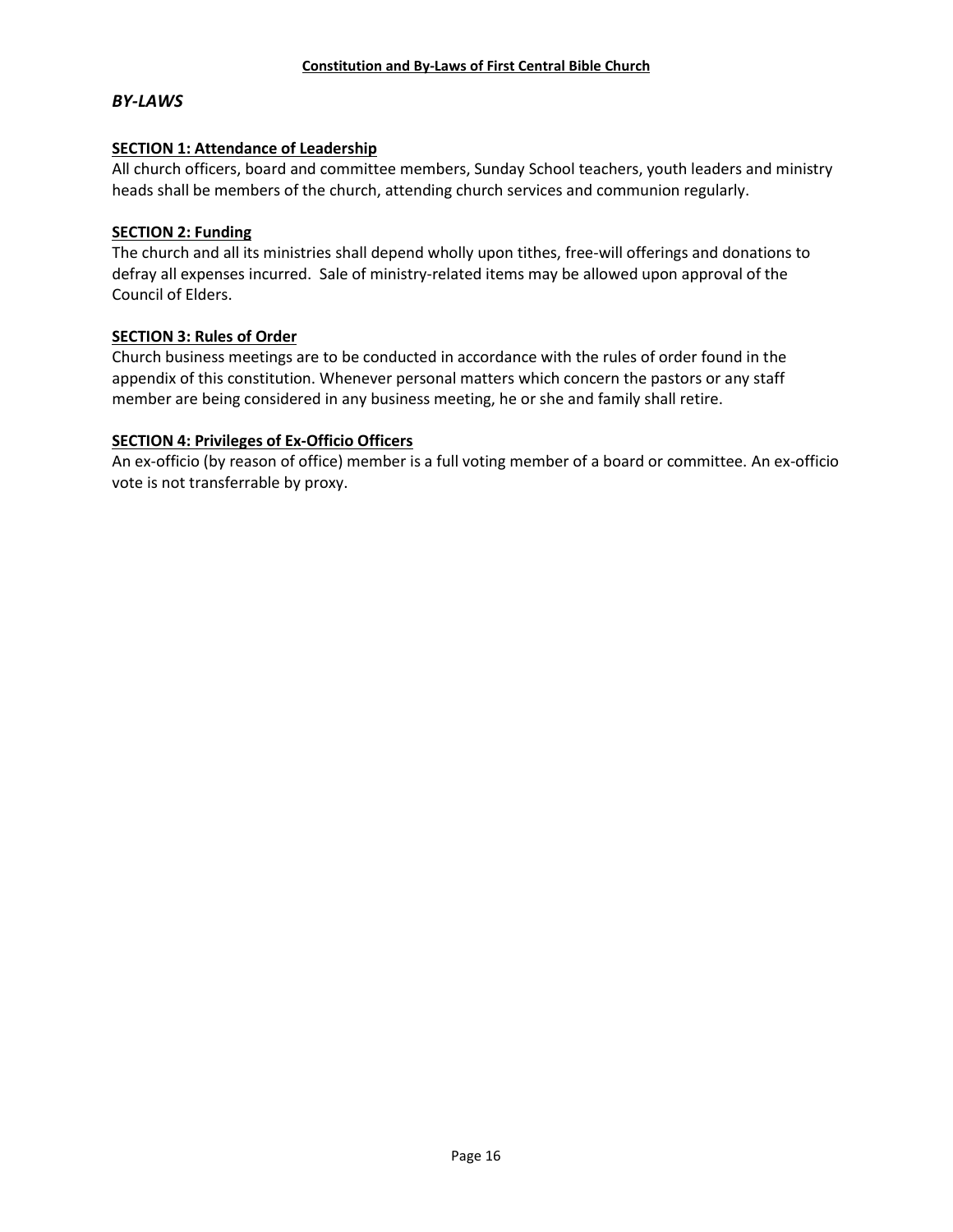## *BY-LAWS*

### SECTION 1: Attendance of Leadership

All church officers, board and committee members, Sunday School teachers, youth leaders and ministry heads shall be members of the church, attending church services and communion regularly.

### SECTION 2: Funding

The church and all its ministries shall depend wholly upon tithes, free-will offerings and donations to defray all expenses incurred. Sale of ministry-related items may be allowed upon approval of the Council of Elders.

### SECTION 3: Rules of Order

Church business meetings are to be conducted in accordance with the rules of order found in the appendix of this constitution. Whenever personal matters which concern the pastors or any staff member are being considered in any business meeting, he or she and family shall retire.

### SECTION 4: Privileges of Ex-Officio Officers

An ex-officio (by reason of office) member is a full voting member of a board or committee. An ex-officio vote is not transferrable by proxy.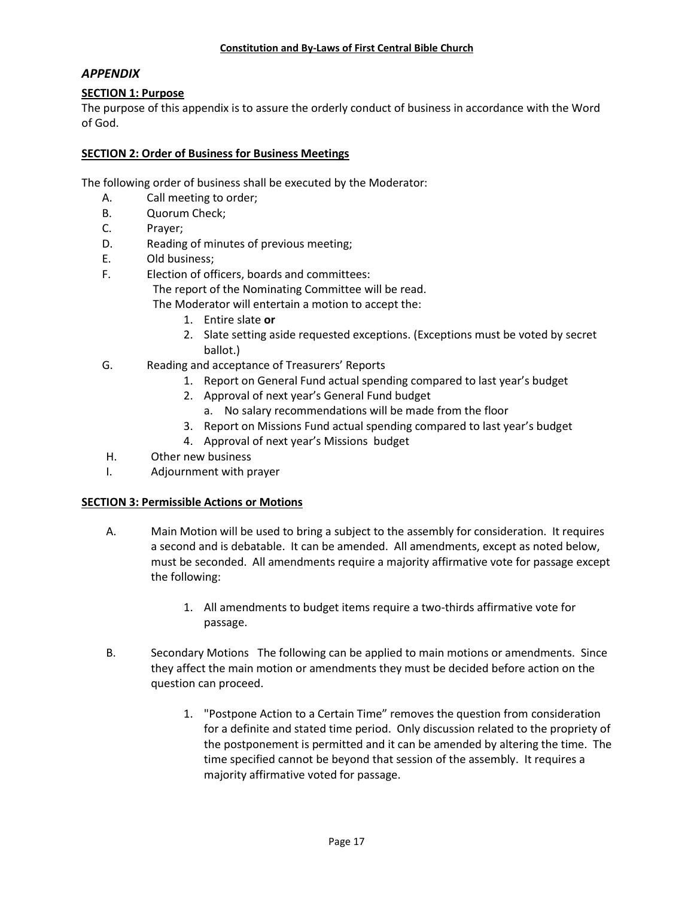## *APPENDIX*

### SECTION 1: Purpose

The purpose of this appendix is to assure the orderly conduct of business in accordance with the Word of God.

### SECTION 2: Order of Business for Business Meetings

The following order of business shall be executed by the Moderator:

A. Call meeting to order;

B. Quorum Check;

C. Prayer;

D. Reading of minutes of previous meeting;

E. Old business;

F. Election of officers, boards and committees:
   The report of the Nominating Committee will be read.
   The Moderator will entertain a motion to accept the:
   1. Entire slate **or**
   2. Slate setting aside requested exceptions. (Exceptions must be voted by secret ballot.)

G. Reading and acceptance of Treasurers' Reports
   1. Report on General Fund actual spending compared to last year's budget
   2. Approval of next year's General Fund budget
      a. No salary recommendations will be made from the floor
   3. Report on Missions Fund actual spending compared to last year's budget
   4. Approval of next year's Missions budget

H. Other new business

I. Adjournment with prayer

### SECTION 3: Permissible Actions or Motions

A. Main Motion will be used to bring a subject to the assembly for consideration. It requires a second and is debatable. It can be amended. All amendments, except as noted below, must be seconded. All amendments require a majority affirmative vote for passage except the following:

   1. All amendments to budget items require a two-thirds affirmative vote for passage.

B. Secondary Motions The following can be applied to main motions or amendments. Since they affect the main motion or amendments they must be decided before action on the question can proceed.

   1. "Postpone Action to a Certain Time" removes the question from consideration for a definite and stated time period. Only discussion related to the propriety of the postponement is permitted and it can be amended by altering the time. The time specified cannot be beyond that session of the assembly. It requires a majority affirmative voted for passage.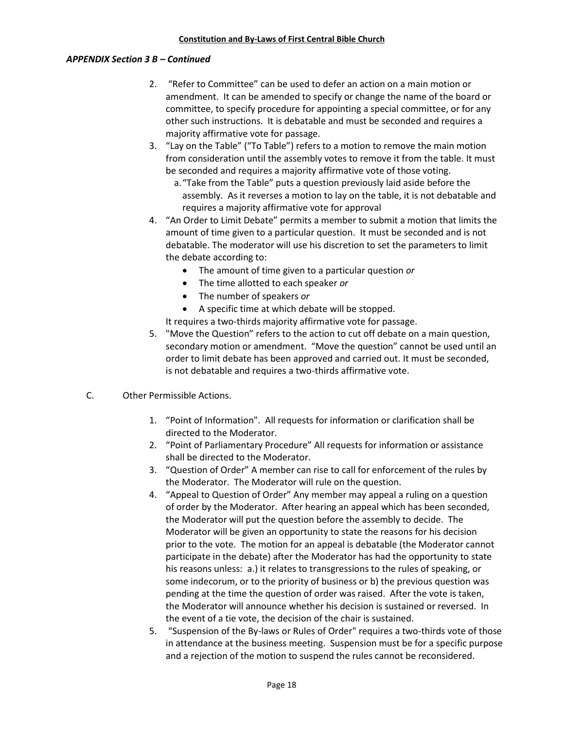***APPENDIX Section 3 B – Continued***

2. "Refer to Committee" can be used to defer an action on a main motion or amendment. It can be amended to specify or change the name of the board or committee, to specify procedure for appointing a special committee, or for any other such instructions. It is debatable and must be seconded and requires a majority affirmative vote for passage.
3. "Lay on the Table" ("To Table") refers to a motion to remove the main motion from consideration until the assembly votes to remove it from the table. It must be seconded and requires a majority affirmative vote of those voting.
   a. "Take from the Table" puts a question previously laid aside before the assembly. As it reverses a motion to lay on the table, it is not debatable and requires a majority affirmative vote for approval
4. "An Order to Limit Debate" permits a member to submit a motion that limits the amount of time given to a particular question. It must be seconded and is not debatable. The moderator will use his discretion to set the parameters to limit the debate according to:
   - The amount of time given to a particular question *or*
   - The time allotted to each speaker *or*
   - The number of speakers *or*
   - A specific time at which debate will be stopped.

   It requires a two-thirds majority affirmative vote for passage.
5. "Move the Question" refers to the action to cut off debate on a main question, secondary motion or amendment. "Move the question" cannot be used until an order to limit debate has been approved and carried out. It must be seconded, is not debatable and requires a two-thirds affirmative vote.

C. Other Permissible Actions.

1. "Point of Information". All requests for information or clarification shall be directed to the Moderator.
2. "Point of Parliamentary Procedure" All requests for information or assistance shall be directed to the Moderator.
3. "Question of Order" A member can rise to call for enforcement of the rules by the Moderator. The Moderator will rule on the question.
4. "Appeal to Question of Order" Any member may appeal a ruling on a question of order by the Moderator. After hearing an appeal which has been seconded, the Moderator will put the question before the assembly to decide. The Moderator will be given an opportunity to state the reasons for his decision prior to the vote. The motion for an appeal is debatable (the Moderator cannot participate in the debate) after the Moderator has had the opportunity to state his reasons unless: a.) it relates to transgressions to the rules of speaking, or some indecorum, or to the priority of business or b) the previous question was pending at the time the question of order was raised. After the vote is taken, the Moderator will announce whether his decision is sustained or reversed. In the event of a tie vote, the decision of the chair is sustained.
5. "Suspension of the By-laws or Rules of Order" requires a two-thirds vote of those in attendance at the business meeting. Suspension must be for a specific purpose and a rejection of the motion to suspend the rules cannot be reconsidered.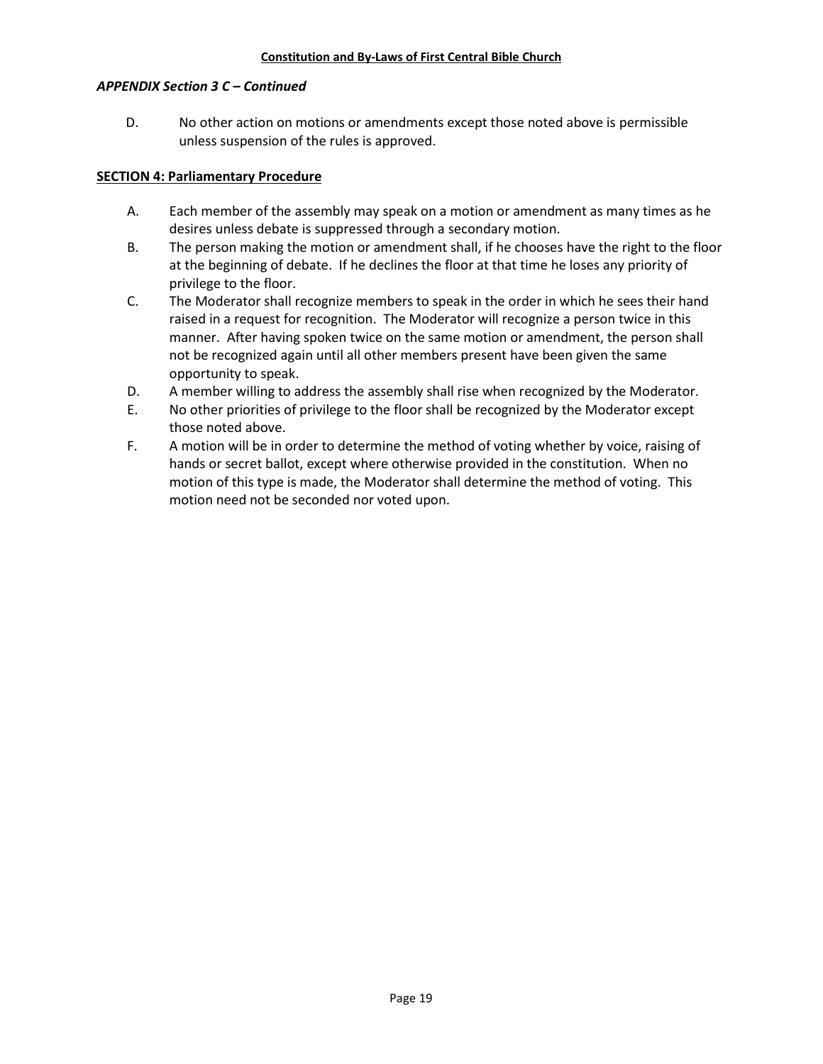*APPENDIX Section 3 C – Continued*

D. No other action on motions or amendments except those noted above is permissible unless suspension of the rules is approved.

**SECTION 4: Parliamentary Procedure**

A. Each member of the assembly may speak on a motion or amendment as many times as he desires unless debate is suppressed through a secondary motion.

B. The person making the motion or amendment shall, if he chooses have the right to the floor at the beginning of debate. If he declines the floor at that time he loses any priority of privilege to the floor.

C. The Moderator shall recognize members to speak in the order in which he sees their hand raised in a request for recognition. The Moderator will recognize a person twice in this manner. After having spoken twice on the same motion or amendment, the person shall not be recognized again until all other members present have been given the same opportunity to speak.

D. A member willing to address the assembly shall rise when recognized by the Moderator.

E. No other priorities of privilege to the floor shall be recognized by the Moderator except those noted above.

F. A motion will be in order to determine the method of voting whether by voice, raising of hands or secret ballot, except where otherwise provided in the constitution. When no motion of this type is made, the Moderator shall determine the method of voting. This motion need not be seconded nor voted upon.